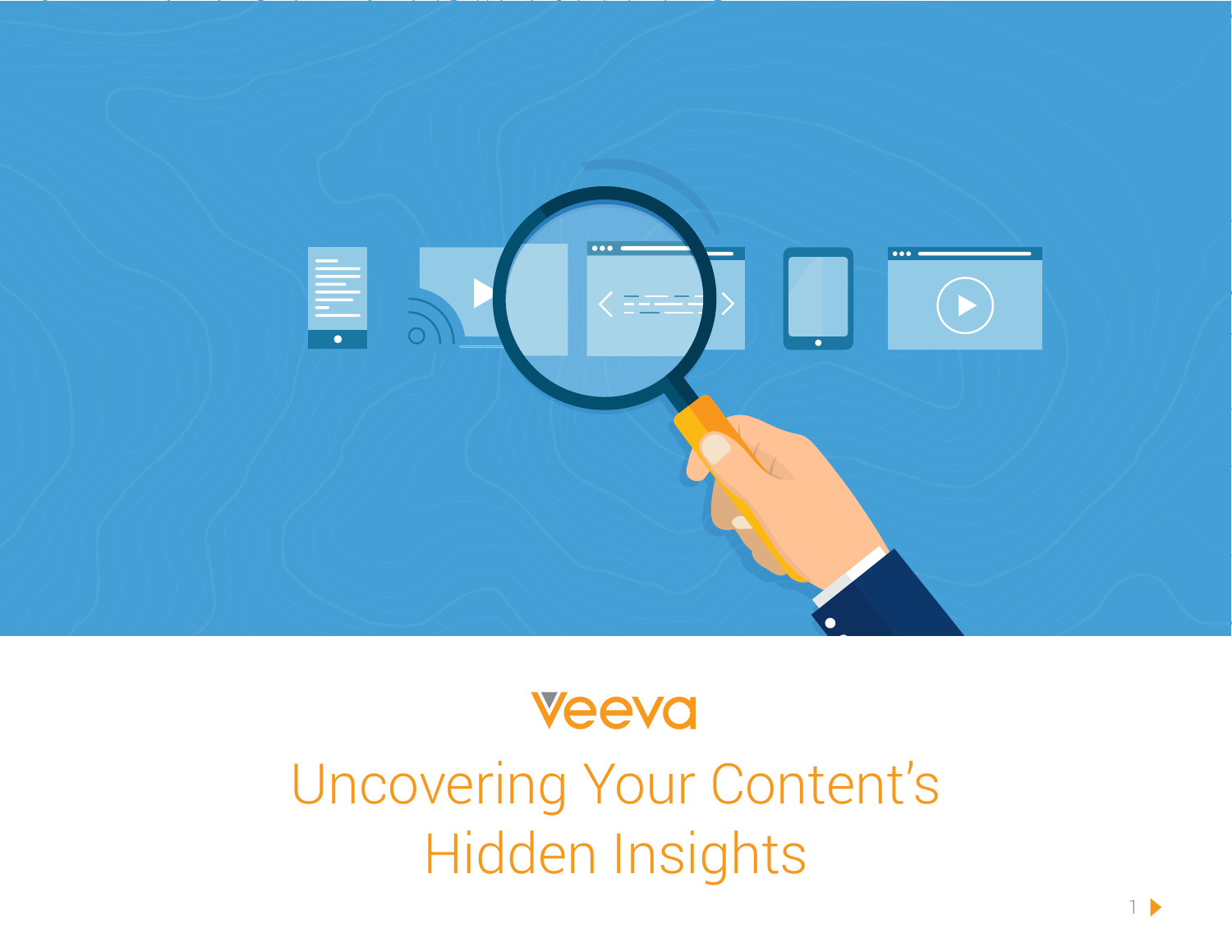Veeva

# Uncovering Your Content's Hidden Insights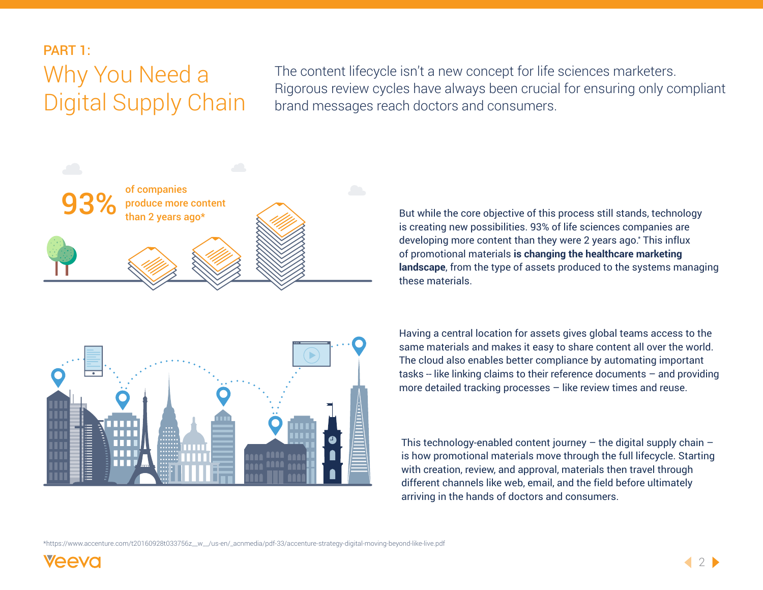PART 1:

# Why You Need a Digital Supply Chain

The content lifecycle isn't a new concept for life sciences marketers. Rigorous review cycles have always been crucial for ensuring only compliant brand messages reach doctors and consumers.

**93%** of companies produce more content than 2 years ago*

But while the core objective of this process still stands, technology is creating new possibilities. 93% of life sciences companies are developing more content than they were 2 years ago.* This influx of promotional materials **is changing the healthcare marketing landscape**, from the type of assets produced to the systems managing these materials.

Having a central location for assets gives global teams access to the same materials and makes it easy to share content all over the world. The cloud also enables better compliance by automating important tasks -- like linking claims to their reference documents – and providing more detailed tracking processes – like review times and reuse.

This technology-enabled content journey – the digital supply chain – is how promotional materials move through the full lifecycle. Starting with creation, review, and approval, materials then travel through different channels like web, email, and the field before ultimately arriving in the hands of doctors and consumers.

*https://www.accenture.com/t20160928t033756z__w__/us-en/_acnmedia/pdf-33/accenture-strategy-digital-moving-beyond-like-live.pdf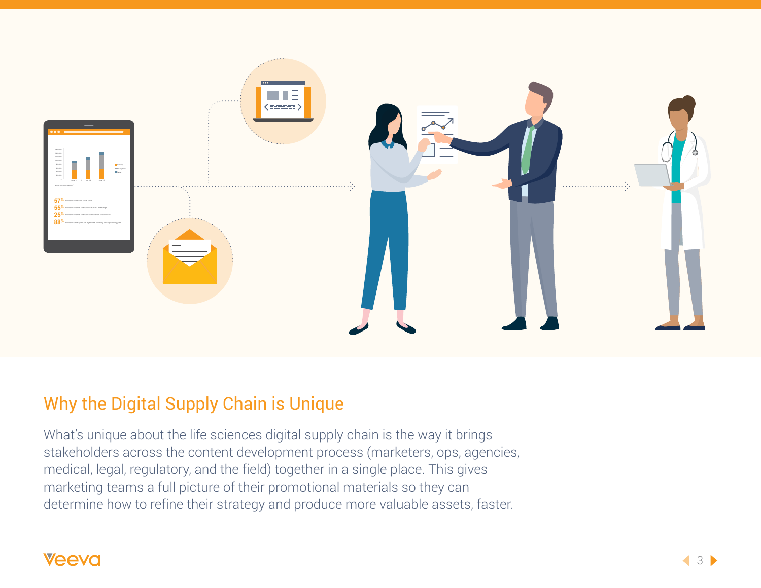## Why the Digital Supply Chain is Unique

What's unique about the life sciences digital supply chain is the way it brings stakeholders across the content development process (marketers, ops, agencies, medical, legal, regulatory, and the field) together in a single place. This gives marketing teams a full picture of their promotional materials so they can determine how to refine their strategy and produce more valuable assets, faster.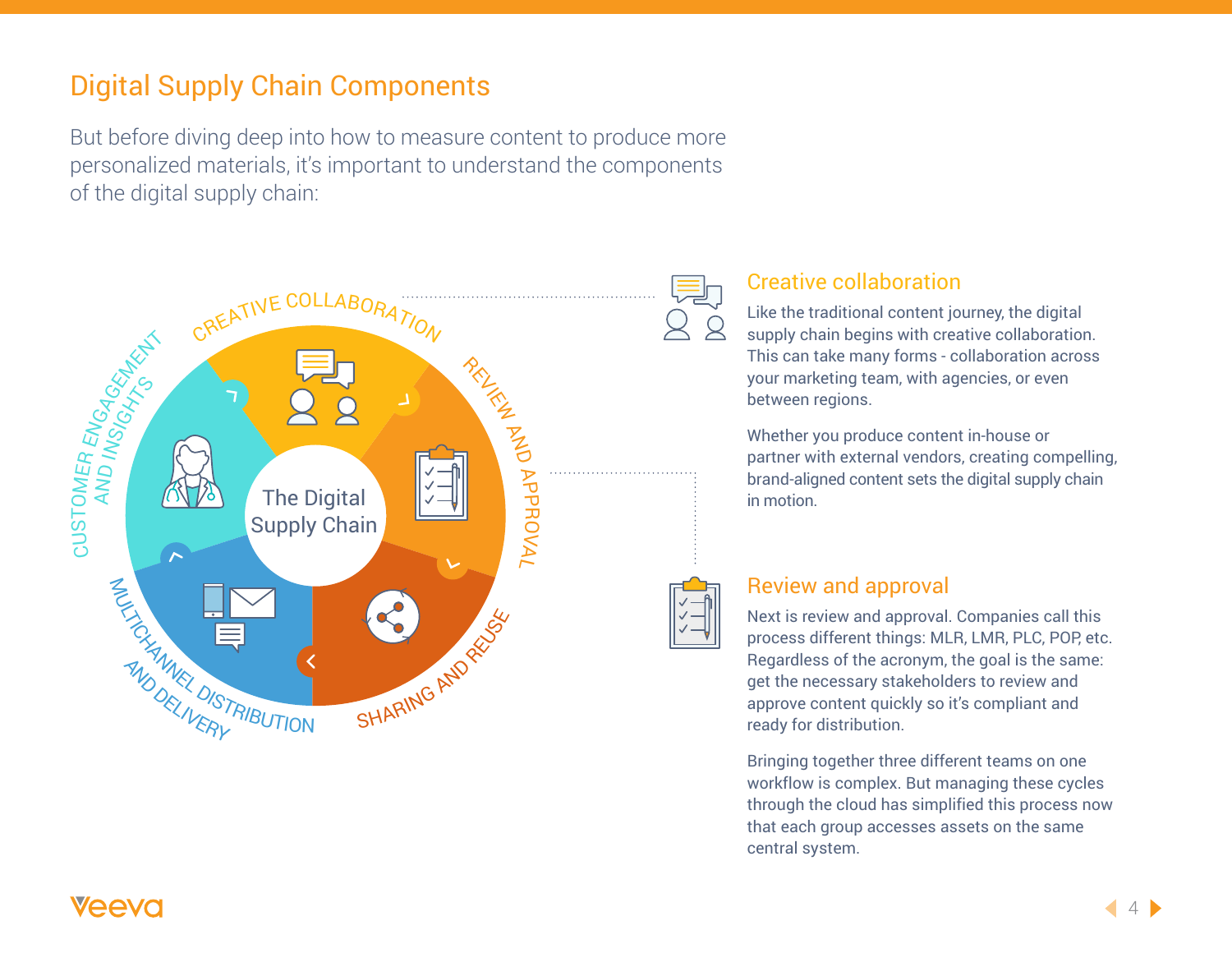## Digital Supply Chain Components

But before diving deep into how to measure content to produce more personalized materials, it's important to understand the components of the digital supply chain:

The Digital Supply Chain

- CREATIVE COLLABORATION
- REVIEW AND APPROVAL
- SHARING AND REUSE
- MULTICHANNEL DISTRIBUTION AND DELIVERY
- CUSTOMER ENGAGEMENT AND INSIGHTS

### Creative collaboration

Like the traditional content journey, the digital supply chain begins with creative collaboration. This can take many forms - collaboration across your marketing team, with agencies, or even between regions.

Whether you produce content in-house or partner with external vendors, creating compelling, brand-aligned content sets the digital supply chain in motion.

### Review and approval

Next is review and approval. Companies call this process different things: MLR, LMR, PLC, POP, etc. Regardless of the acronym, the goal is the same: get the necessary stakeholders to review and approve content quickly so it's compliant and ready for distribution.

Bringing together three different teams on one workflow is complex. But managing these cycles through the cloud has simplified this process now that each group accesses assets on the same central system.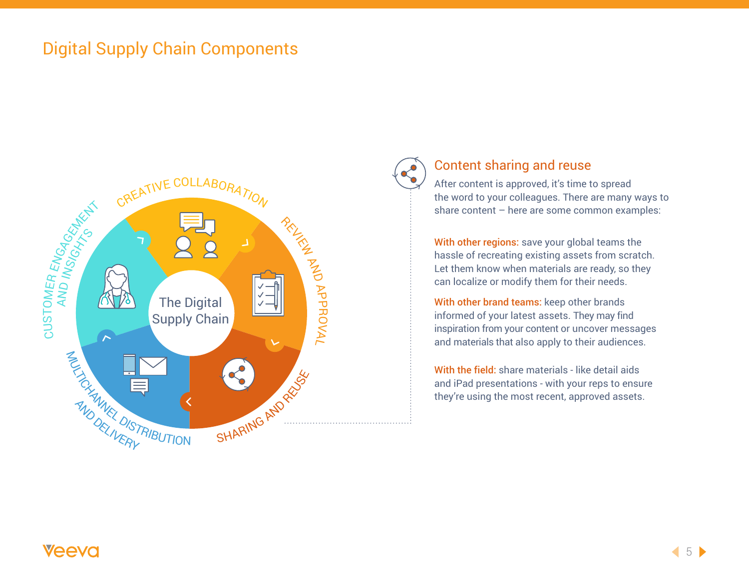# Digital Supply Chain Components

The Digital Supply Chain

CREATIVE COLLABORATION

REVIEW AND APPROVAL

SHARING AND REUSE

MULTICHANNEL DISTRIBUTION AND DELIVERY

CUSTOMER ENGAGEMENT AND INSIGHTS

## Content sharing and reuse

After content is approved, it's time to spread the word to your colleagues. There are many ways to share content – here are some common examples:

**With other regions:** save your global teams the hassle of recreating existing assets from scratch. Let them know when materials are ready, so they can localize or modify them for their needs.

**With other brand teams:** keep other brands informed of your latest assets. They may find inspiration from your content or uncover messages and materials that also apply to their audiences.

**With the field:** share materials - like detail aids and iPad presentations - with your reps to ensure they're using the most recent, approved assets.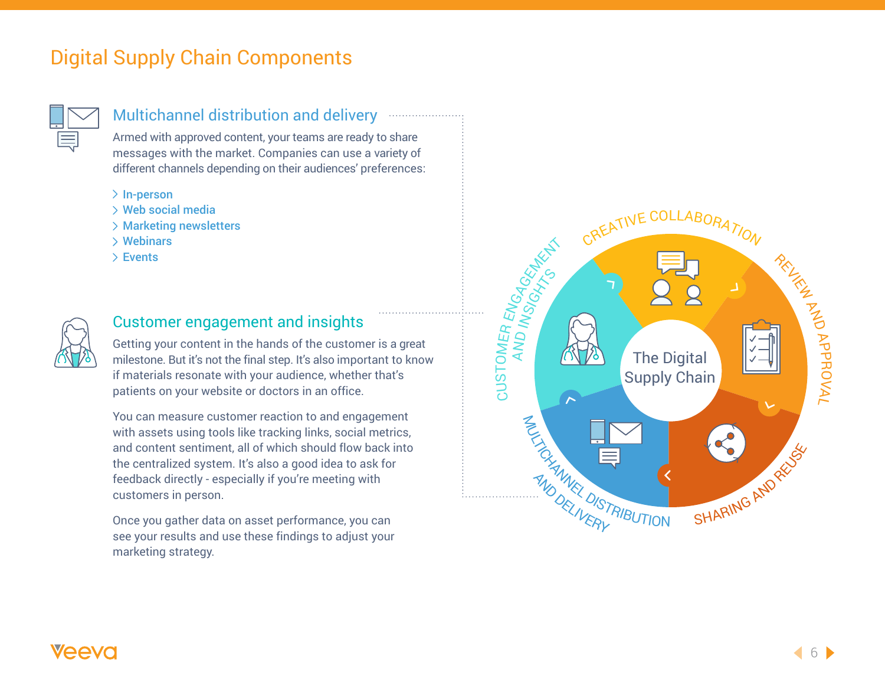# Digital Supply Chain Components

## Multichannel distribution and delivery

Armed with approved content, your teams are ready to share messages with the market. Companies can use a variety of different channels depending on their audiences' preferences:

- In-person
- Web social media
- Marketing newsletters
- Webinars
- Events

## Customer engagement and insights

Getting your content in the hands of the customer is a great milestone. But it's not the final step. It's also important to know if materials resonate with your audience, whether that's patients on your website or doctors in an office.

You can measure customer reaction to and engagement with assets using tools like tracking links, social metrics, and content sentiment, all of which should flow back into the centralized system. It's also a good idea to ask for feedback directly - especially if you're meeting with customers in person.

Once you gather data on asset performance, you can see your results and use these findings to adjust your marketing strategy.

The Digital Supply Chain

- Creative Collaboration
- Review and Approval
- Sharing and Reuse
- Multichannel Distribution and Delivery
- Customer Engagement and Insights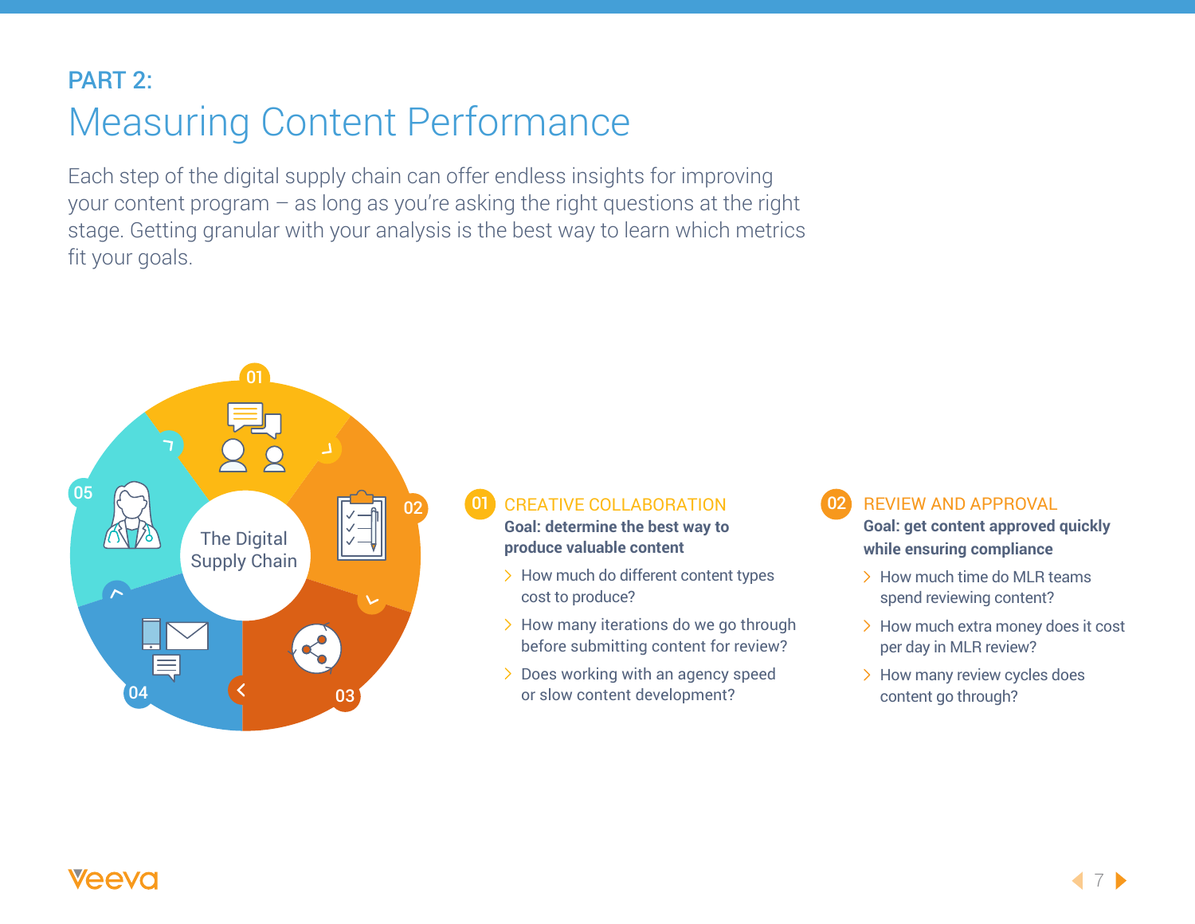PART 2:

# Measuring Content Performance

Each step of the digital supply chain can offer endless insights for improving your content program – as long as you're asking the right questions at the right stage. Getting granular with your analysis is the best way to learn which metrics fit your goals.

The Digital Supply Chain

## 01 CREATIVE COLLABORATION

**Goal: determine the best way to produce valuable content**

- How much do different content types cost to produce?
- How many iterations do we go through before submitting content for review?
- Does working with an agency speed or slow content development?

## 02 REVIEW AND APPROVAL

**Goal: get content approved quickly while ensuring compliance**

- How much time do MLR teams spend reviewing content?
- How much extra money does it cost per day in MLR review?
- How many review cycles does content go through?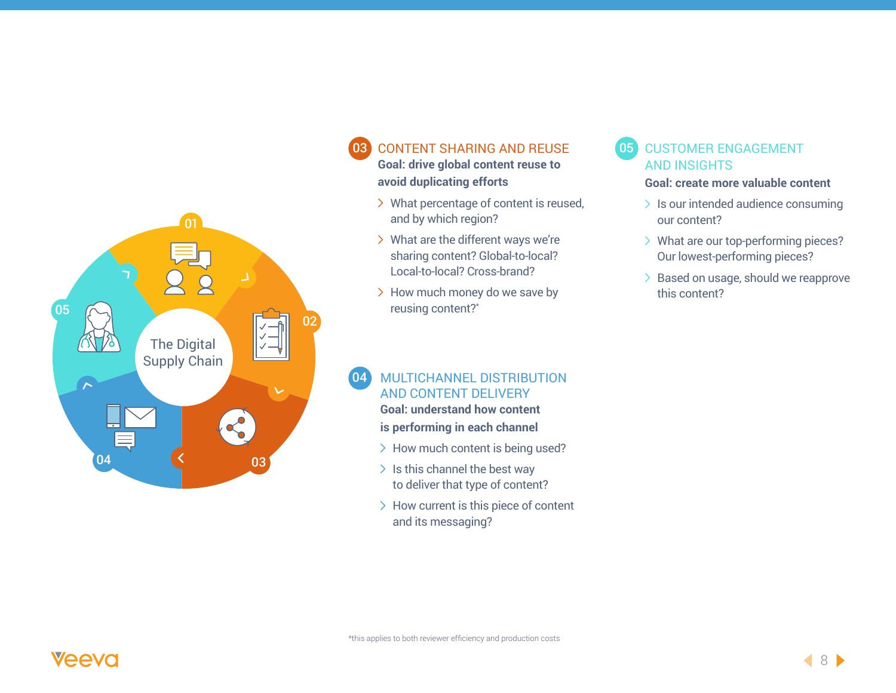The Digital Supply Chain

## 03 CONTENT SHARING AND REUSE

**Goal: drive global content reuse to avoid duplicating efforts**

- What percentage of content is reused, and by which region?
- What are the different ways we're sharing content? Global-to-local? Local-to-local? Cross-brand?
- How much money do we save by reusing content?*

## 04 MULTICHANNEL DISTRIBUTION AND CONTENT DELIVERY

**Goal: understand how content is performing in each channel**

- How much content is being used?
- Is this channel the best way to deliver that type of content?
- How current is this piece of content and its messaging?

## 05 CUSTOMER ENGAGEMENT AND INSIGHTS

**Goal: create more valuable content**

- Is our intended audience consuming our content?
- What are our top-performing pieces? Our lowest-performing pieces?
- Based on usage, should we reapprove this content?

*this applies to both reviewer efficiency and production costs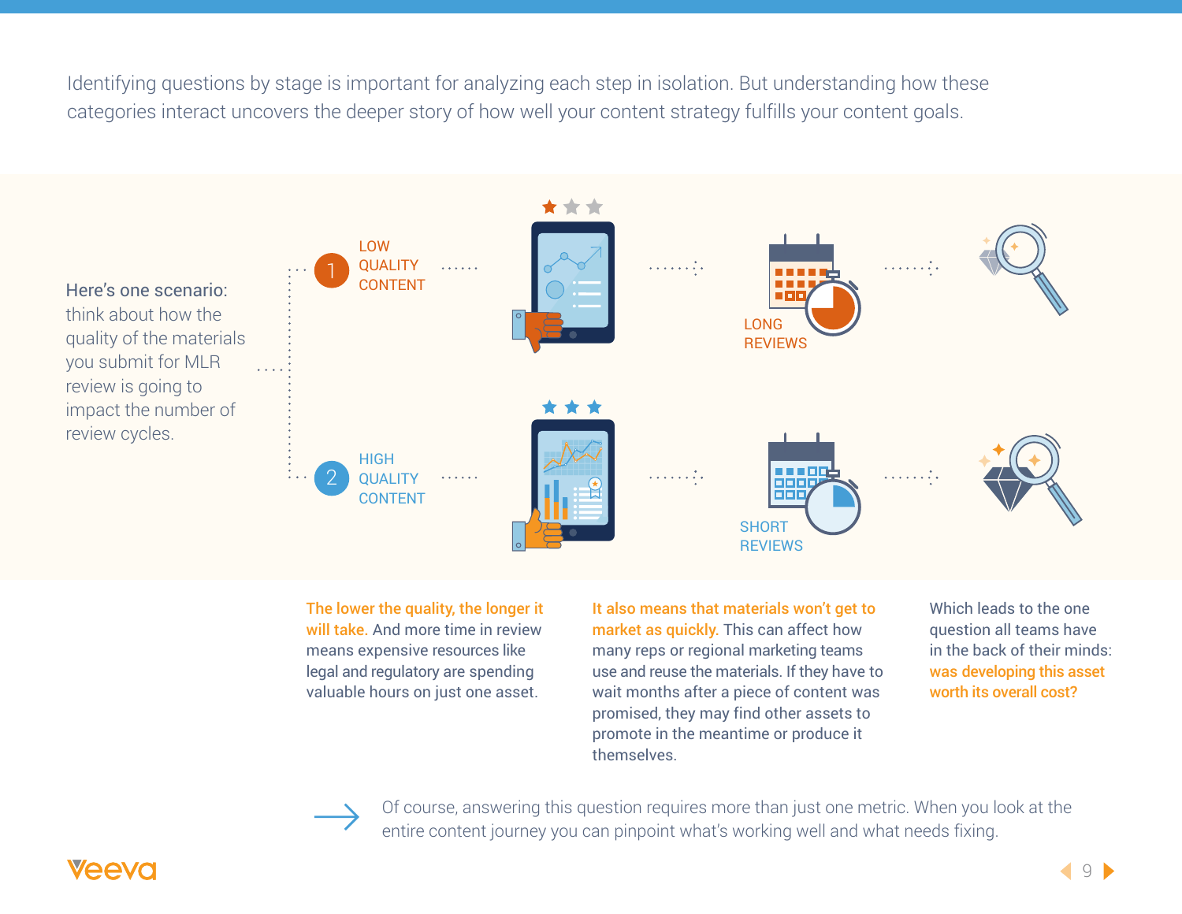Identifying questions by stage is important for analyzing each step in isolation. But understanding how these categories interact uncovers the deeper story of how well your content strategy fulfills your content goals.

**Here's one scenario:** think about how the quality of the materials you submit for MLR review is going to impact the number of review cycles.

1. LOW QUALITY CONTENT — LONG REVIEWS
2. HIGH QUALITY CONTENT — SHORT REVIEWS

**The lower the quality, the longer it will take.** And more time in review means expensive resources like legal and regulatory are spending valuable hours on just one asset.

**It also means that materials won't get to market as quickly.** This can affect how many reps or regional marketing teams use and reuse the materials. If they have to wait months after a piece of content was promised, they may find other assets to promote in the meantime or produce it themselves.

Which leads to the one question all teams have in the back of their minds: **was developing this asset worth its overall cost?**

→ Of course, answering this question requires more than just one metric. When you look at the entire content journey you can pinpoint what's working well and what needs fixing.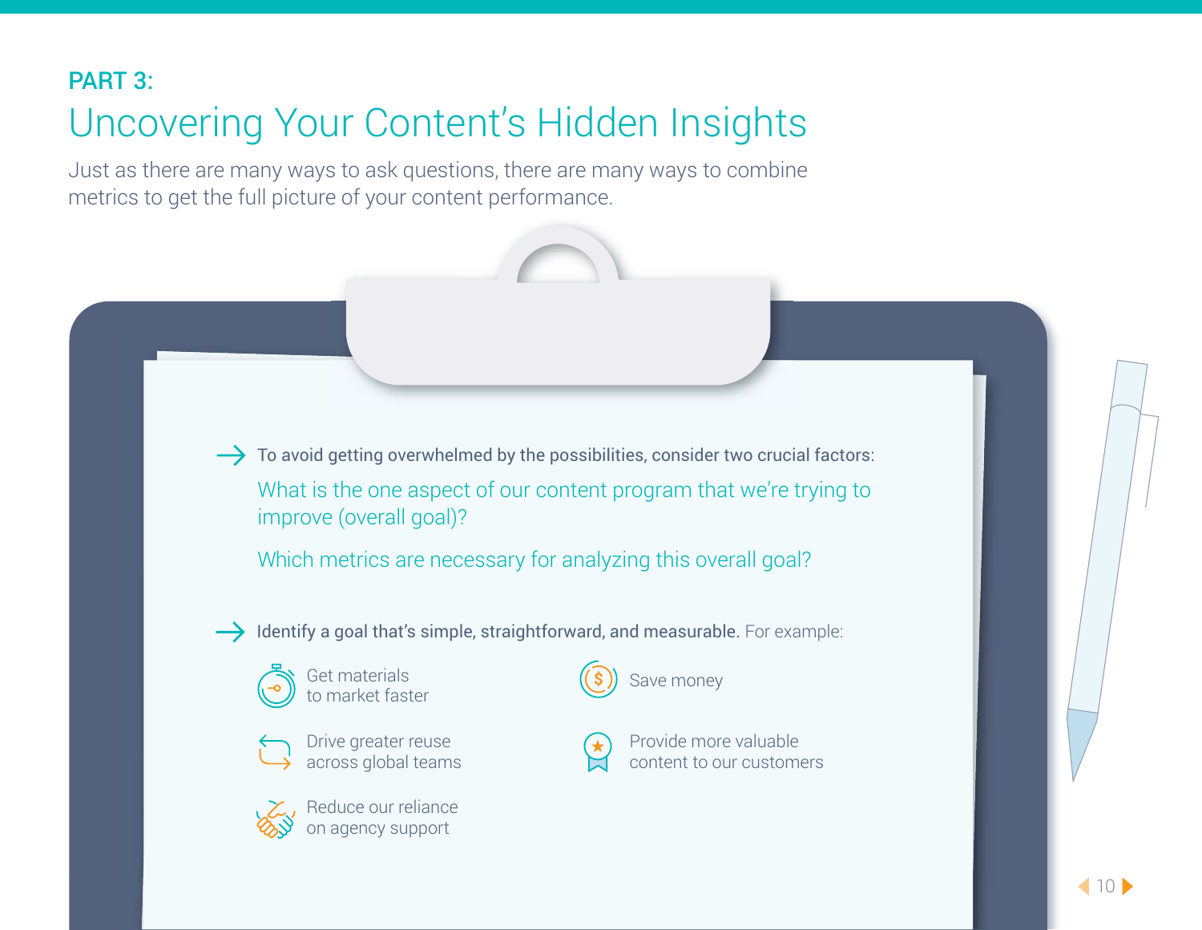PART 3:

# Uncovering Your Content's Hidden Insights

Just as there are many ways to ask questions, there are many ways to combine metrics to get the full picture of your content performance.

→ To avoid getting overwhelmed by the possibilities, consider two crucial factors:

What is the one aspect of our content program that we're trying to improve (overall goal)?

Which metrics are necessary for analyzing this overall goal?

→ **Identify a goal that's simple, straightforward, and measurable.** For example:

- Get materials to market faster
- Drive greater reuse across global teams
- Reduce our reliance on agency support
- Save money
- Provide more valuable content to our customers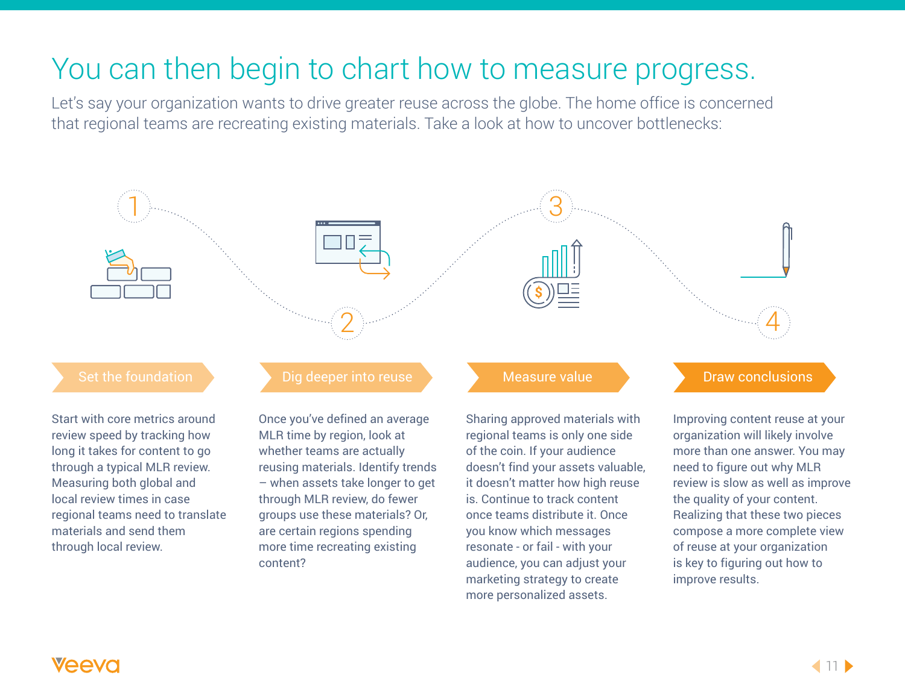# You can then begin to chart how to measure progress.

Let's say your organization wants to drive greater reuse across the globe. The home office is concerned that regional teams are recreating existing materials. Take a look at how to uncover bottlenecks:

## 1 Set the foundation

Start with core metrics around review speed by tracking how long it takes for content to go through a typical MLR review. Measuring both global and local review times in case regional teams need to translate materials and send them through local review.

## 2 Dig deeper into reuse

Once you've defined an average MLR time by region, look at whether teams are actually reusing materials. Identify trends – when assets take longer to get through MLR review, do fewer groups use these materials? Or, are certain regions spending more time recreating existing content?

## 3 Measure value

Sharing approved materials with regional teams is only one side of the coin. If your audience doesn't find your assets valuable, it doesn't matter how high reuse is. Continue to track content once teams distribute it. Once you know which messages resonate - or fail - with your audience, you can adjust your marketing strategy to create more personalized assets.

## 4 Draw conclusions

Improving content reuse at your organization will likely involve more than one answer. You may need to figure out why MLR review is slow as well as improve the quality of your content. Realizing that these two pieces compose a more complete view of reuse at your organization is key to figuring out how to improve results.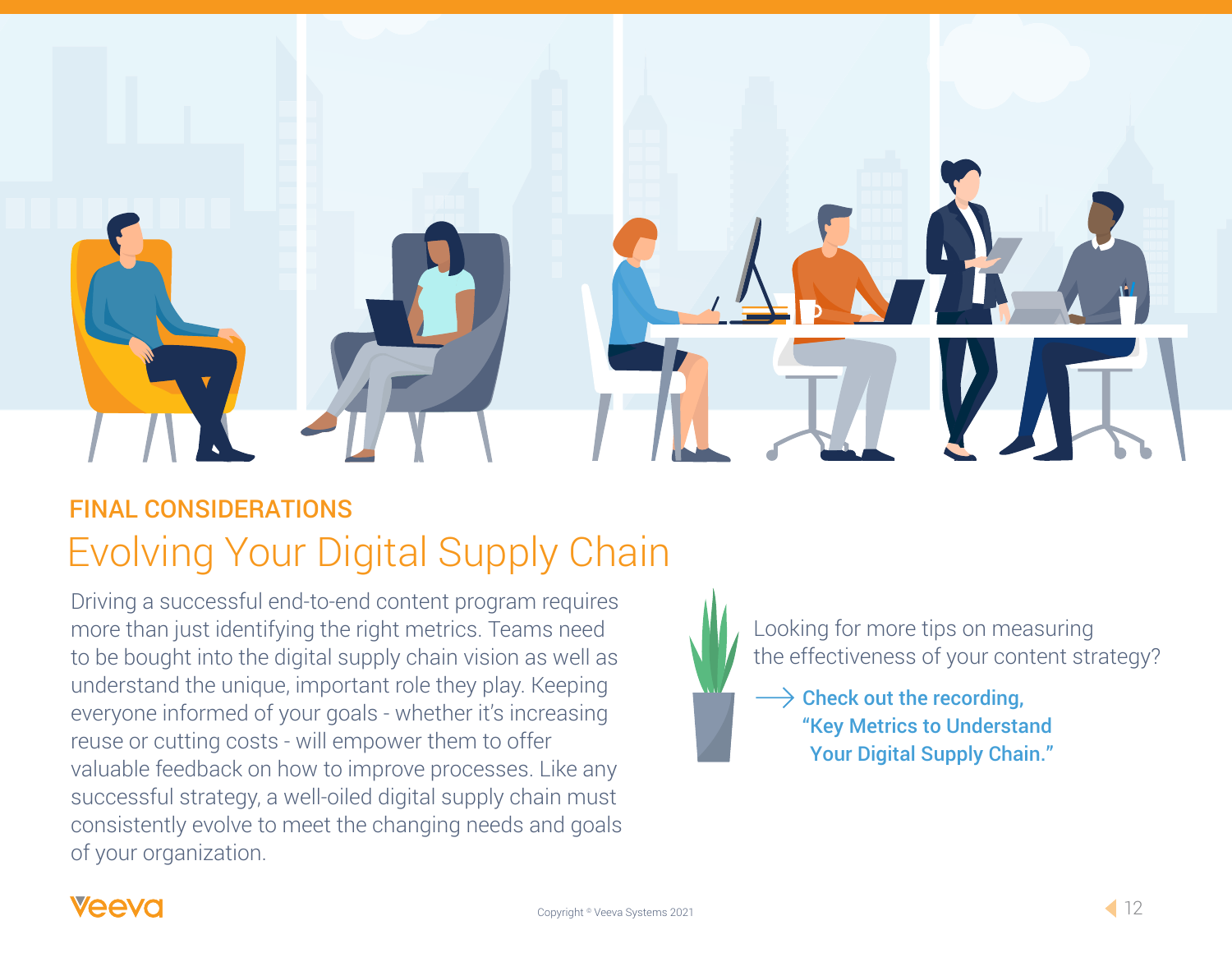FINAL CONSIDERATIONS

# Evolving Your Digital Supply Chain

Driving a successful end-to-end content program requires more than just identifying the right metrics. Teams need to be bought into the digital supply chain vision as well as understand the unique, important role they play. Keeping everyone informed of your goals - whether it's increasing reuse or cutting costs - will empower them to offer valuable feedback on how to improve processes. Like any successful strategy, a well-oiled digital supply chain must consistently evolve to meet the changing needs and goals of your organization.

Looking for more tips on measuring the effectiveness of your content strategy?

→ **Check out the recording, "Key Metrics to Understand Your Digital Supply Chain."**

Copyright © Veeva Systems 2021